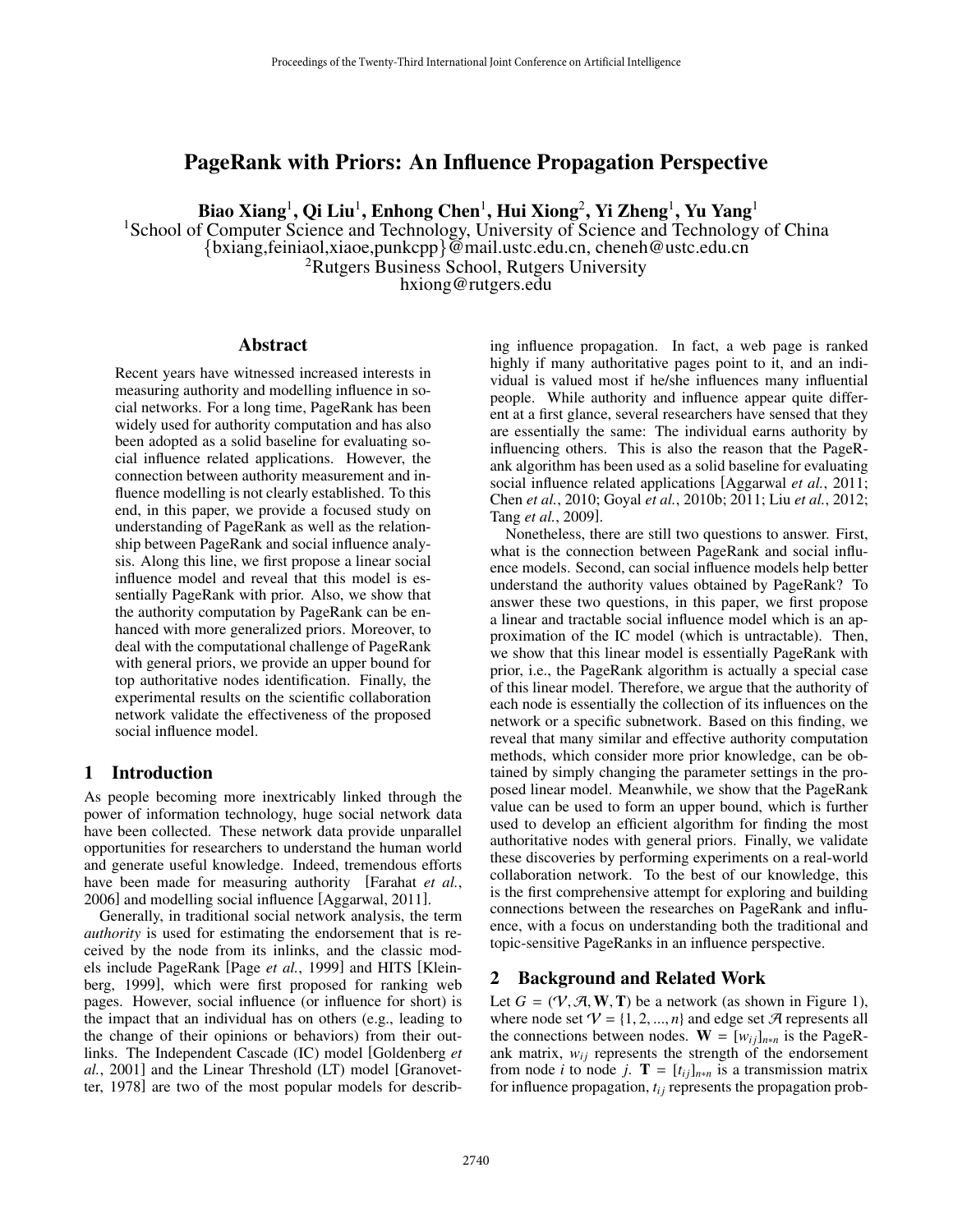# PageRank with Priors: An Influence Propagation Perspective

**Biao Xiang**[1], **Qi Liu**[1], **Enhong Chen**[1], **Hui Xiong**[2], **Yi Zheng**[1], **Yu Yang**[1]

[1]School of Computer Science and Technology, University of Science and Technology of China
{bxiang,feiniaol,xiaoe,punkcpp}@mail.ustc.edu.cn, cheneh@ustc.edu.cn
[2]Rutgers Business School, Rutgers University
hxiong@rutgers.edu

## Abstract

Recent years have witnessed increased interests in measuring authority and modelling influence in social networks. For a long time, PageRank has been widely used for authority computation and has also been adopted as a solid baseline for evaluating social influence related applications. However, the connection between authority measurement and influence modelling is not clearly established. To this end, in this paper, we provide a focused study on understanding of PageRank as well as the relationship between PageRank and social influence analysis. Along this line, we first propose a linear social influence model and reveal that this model is essentially PageRank with prior. Also, we show that the authority computation by PageRank can be enhanced with more generalized priors. Moreover, to deal with the computational challenge of PageRank with general priors, we provide an upper bound for top authoritative nodes identification. Finally, the experimental results on the scientific collaboration network validate the effectiveness of the proposed social influence model.

## 1 Introduction

As people becoming more inextricably linked through the power of information technology, huge social network data have been collected. These network data provide unparallel opportunities for researchers to understand the human world and generate useful knowledge. Indeed, tremendous efforts have been made for measuring authority [Farahat *et al.*, 2006] and modelling social influence [Aggarwal, 2011].

Generally, in traditional social network analysis, the term *authority* is used for estimating the endorsement that is received by the node from its inlinks, and the classic models include PageRank [Page *et al.*, 1999] and HITS [Kleinberg, 1999], which were first proposed for ranking web pages. However, social influence (or influence for short) is the impact that an individual has on others (e.g., leading to the change of their opinions or behaviors) from their outlinks. The Independent Cascade (IC) model [Goldenberg *et al.*, 2001] and the Linear Threshold (LT) model [Granovetter, 1978] are two of the most popular models for describing influence propagation. In fact, a web page is ranked highly if many authoritative pages point to it, and an individual is valued most if he/she influences many influential people. While authority and influence appear quite different at a first glance, several researchers have sensed that they are essentially the same: The individual earns authority by influencing others. This is also the reason that the PageRank algorithm has been used as a solid baseline for evaluating social influence related applications [Aggarwal *et al.*, 2011; Chen *et al.*, 2010; Goyal *et al.*, 2010b; 2011; Liu *et al.*, 2012; Tang *et al.*, 2009].

Nonetheless, there are still two questions to answer. First, what is the connection between PageRank and social influence models. Second, can social influence models help better understand the authority values obtained by PageRank? To answer these two questions, in this paper, we first propose a linear and tractable social influence model which is an approximation of the IC model (which is untractable). Then, we show that this linear model is essentially PageRank with prior, i.e., the PageRank algorithm is actually a special case of this linear model. Therefore, we argue that the authority of each node is essentially the collection of its influences on the network or a specific subnetwork. Based on this finding, we reveal that many similar and effective authority computation methods, which consider more prior knowledge, can be obtained by simply changing the parameter settings in the proposed linear model. Meanwhile, we show that the PageRank value can be used to form an upper bound, which is further used to develop an efficient algorithm for finding the most authoritative nodes with general priors. Finally, we validate these discoveries by performing experiments on a real-world collaboration network. To the best of our knowledge, this is the first comprehensive attempt for exploring and building connections between the researches on PageRank and influence, with a focus on understanding both the traditional and topic-sensitive PageRanks in an influence perspective.

## 2 Background and Related Work

Let $G = (\mathcal{V}, \mathcal{A}, \mathbf{W}, \mathbf{T})$ be a network (as shown in Figure 1), where node set $\mathcal{V} = \{1, 2, ..., n\}$ and edge set $\mathcal{A}$ represents all the connections between nodes. $\mathbf{W} = [w_{ij}]_{n*n}$ is the PageRank matrix, $w_{ij}$ represents the strength of the endorsement from node $i$ to node $j$. $\mathbf{T} = [t_{ij}]_{n*n}$ is a transmission matrix for influence propagation, $t_{ij}$ represents the propagation prob-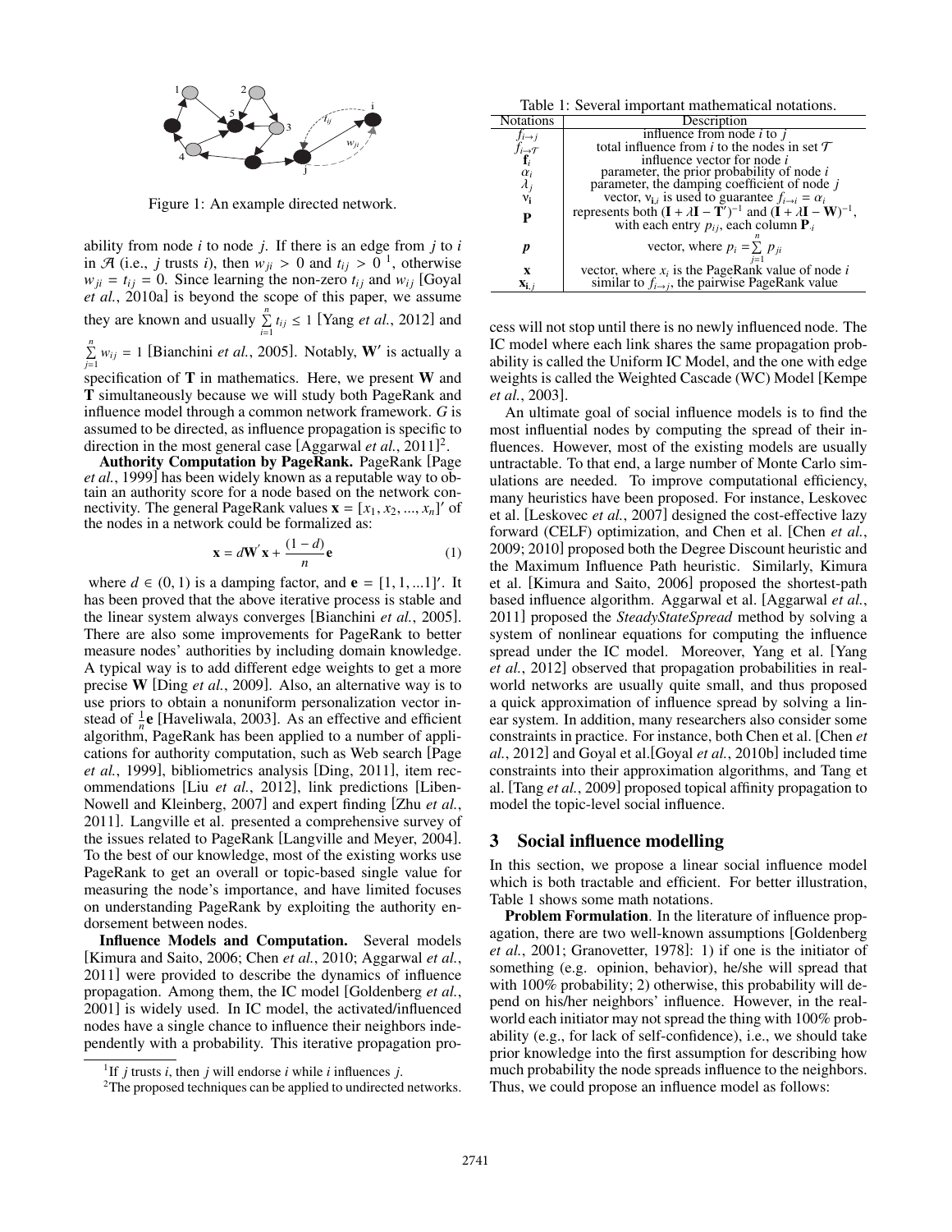Figure 1: An example directed network.

ability from node $i$ to node $j$. If there is an edge from $j$ to $i$ in $\mathcal{A}$ (i.e., $j$ trusts $i$), then $w_{ji} > 0$ and $t_{ij} > 0$ [1], otherwise $w_{ji} = t_{ij} = 0$. Since learning the non-zero $t_{ij}$ and $w_{ij}$ [Goyal *et al.*, 2010a] is beyond the scope of this paper, we assume they are known and usually $\sum_{i=1}^{n} t_{ij} \leq 1$ [Yang *et al.*, 2012] and $\sum_{j=1}^{n} w_{ij} = 1$ [Bianchini *et al.*, 2005]. Notably, $\mathbf{W}'$ is actually a specification of $\mathbf{T}$ in mathematics. Here, we present $\mathbf{W}$ and $\mathbf{T}$ simultaneously because we will study both PageRank and influence model through a common network framework. $G$ is assumed to be directed, as influence propagation is specific to direction in the most general case [Aggarwal *et al.*, 2011][2].

**Authority Computation by PageRank.** PageRank [Page *et al.*, 1999] has been widely known as a reputable way to obtain an authority score for a node based on the network connectivity. The general PageRank values $\mathbf{x} = [x_1, x_2, ..., x_n]'$ of the nodes in a network could be formalized as:

$$\mathbf{x} = d\mathbf{W}'\mathbf{x} + \frac{(1-d)}{n}\mathbf{e} \tag{1}$$

where $d \in (0, 1)$ is a damping factor, and $\mathbf{e} = [1, 1, ...1]'$. It has been proved that the above iterative process is stable and the linear system always converges [Bianchini *et al.*, 2005]. There are also some improvements for PageRank to better measure nodes' authorities by including domain knowledge. A typical way is to add different edge weights to get a more precise $\mathbf{W}$ [Ding *et al.*, 2009]. Also, an alternative way is to use priors to obtain a nonuniform personalization vector instead of $\frac{1}{n}\mathbf{e}$ [Haveliwala, 2003]. As an effective and efficient algorithm, PageRank has been applied to a number of applications for authority computation, such as Web search [Page *et al.*, 1999], bibliometrics analysis [Ding, 2011], item recommendations [Liu *et al.*, 2012], link predictions [Liben-Nowell and Kleinberg, 2007] and expert finding [Zhu *et al.*, 2011]. Langville et al. presented a comprehensive survey of the issues related to PageRank [Langville and Meyer, 2004]. To the best of our knowledge, most of the existing works use PageRank to get an overall or topic-based single value for measuring the node's importance, and have limited focuses on understanding PageRank by exploiting the authority endorsement between nodes.

**Influence Models and Computation.** Several models [Kimura and Saito, 2006; Chen *et al.*, 2010; Aggarwal *et al.*, 2011] were provided to describe the dynamics of influence propagation. Among them, the IC model [Goldenberg *et al.*, 2001] is widely used. In IC model, the activated/influenced nodes have a single chance to influence their neighbors independently with a probability. This iterative propagation process will not stop until there is no newly influenced node. The IC model where each link shares the same propagation probability is called the Uniform IC Model, and the one with edge weights is called the Weighted Cascade (WC) Model [Kempe *et al.*, 2003].

An ultimate goal of social influence models is to find the most influential nodes by computing the spread of their influences. However, most of the existing models are usually untractable. To that end, a large number of Monte Carlo simulations are needed. To improve computational efficiency, many heuristics have been proposed. For instance, Leskovec et al. [Leskovec *et al.*, 2007] designed the cost-effective lazy forward (CELF) optimization, and Chen et al. [Chen *et al.*, 2009; 2010] proposed both the Degree Discount heuristic and the Maximum Influence Path heuristic. Similarly, Kimura et al. [Kimura and Saito, 2006] proposed the shortest-path based influence algorithm. Aggarwal et al. [Aggarwal *et al.*, 2011] proposed the *SteadyStateSpread* method by solving a system of nonlinear equations for computing the influence spread under the IC model. Moreover, Yang et al. [Yang *et al.*, 2012] observed that propagation probabilities in real-world networks are usually quite small, and thus proposed a quick approximation of influence spread by solving a linear system. In addition, many researchers also consider some constraints in practice. For instance, both Chen et al. [Chen *et al.*, 2012] and Goyal et al.[Goyal *et al.*, 2010b] included time constraints into their approximation algorithms, and Tang et al. [Tang *et al.*, 2009] proposed topical affinity propagation to model the topic-level social influence.

## 3 Social influence modelling

In this section, we propose a linear social influence model which is both tractable and efficient. For better illustration, Table 1 shows some math notations.

Table 1: Several important mathematical notations.

| Notations | Description |
|---|---|
| $f_{i \to j}$ | influence from node $i$ to $j$ |
| $f_{i \to \mathcal{T}}$ | total influence from $i$ to the nodes in set $\mathcal{T}$ |
| $\mathbf{f}_i$ | influence vector for node $i$ |
| $\alpha_i$ | parameter, the prior probability of node $i$ |
| $\lambda_j$ | parameter, the damping coefficient of node $j$ |
| $\mathbf{v_i}$ | vector, $\mathbf{v}_{\mathbf{i},i}$ is used to guarantee $f_{i \to i} = \alpha_i$ |
| $\mathbf{P}$ | represents both $(\mathbf{I} + \lambda\mathbf{I} - \mathbf{T}')^{-1}$ and $(\mathbf{I} + \lambda\mathbf{I} - \mathbf{W})^{-1}$, with each entry $p_{ij}$, each column $\mathbf{P}_{\cdot i}$ |
| $\boldsymbol{p}$ | vector, where $p_i = \sum_{j=1}^{n} p_{ji}$ |
| $\mathbf{x}$ | vector, where $x_i$ is the PageRank value of node $i$ |
| $\mathbf{x}_{\mathbf{i},j}$ | similar to $f_{i \to j}$, the pairwise PageRank value |

**Problem Formulation**. In the literature of influence propagation, there are two well-known assumptions [Goldenberg *et al.*, 2001; Granovetter, 1978]: 1) if one is the initiator of something (e.g. opinion, behavior), he/she will spread that with 100% probability; 2) otherwise, this probability will depend on his/her neighbors' influence. However, in the real-world each initiator may not spread the thing with 100% probability (e.g., for lack of self-confidence), i.e., we should take prior knowledge into the first assumption for describing how much probability the node spreads influence to the neighbors. Thus, we could propose an influence model as follows:

[1] If $j$ trusts $i$, then $j$ will endorse $i$ while $i$ influences $j$.

[2] The proposed techniques can be applied to undirected networks.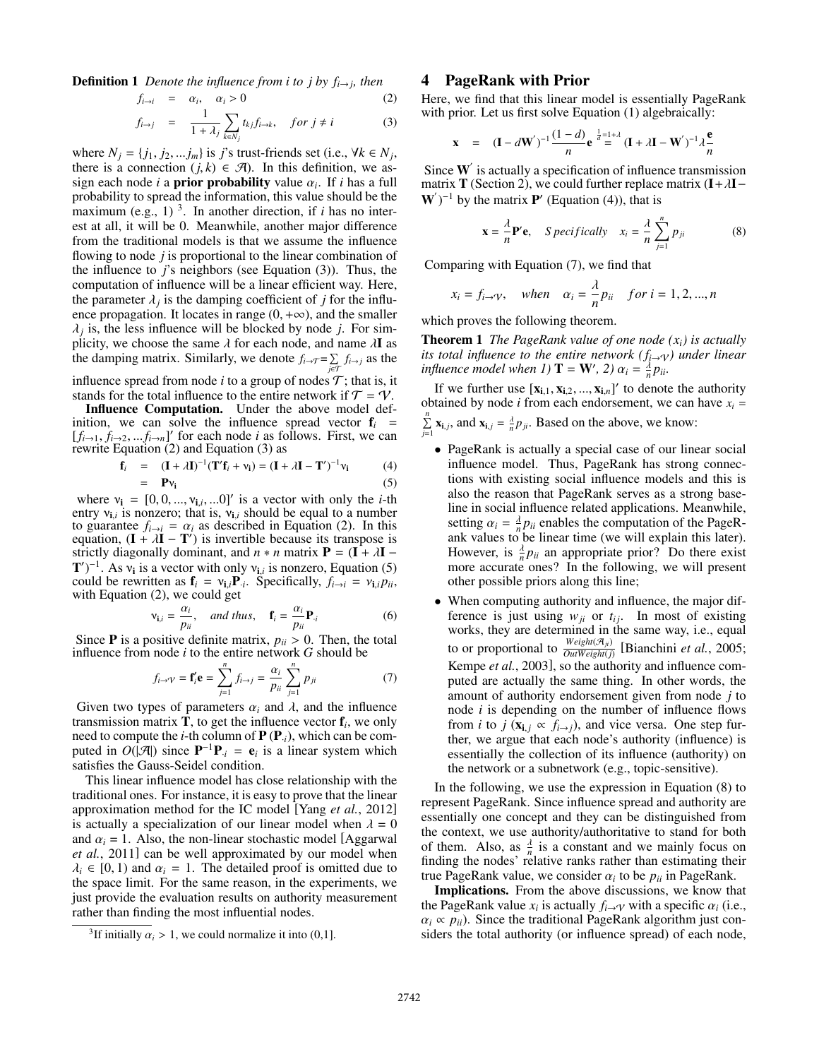**Definition 1** *Denote the influence from i to j by $f_{i\to j}$, then*

$$f_{i\to i} = \alpha_i, \quad \alpha_i > 0 \tag{2}$$

$$f_{i\to j} = \frac{1}{1+\lambda_j}\sum_{k\in N_j} t_{kj} f_{i\to k}, \quad for\ j \neq i \tag{3}$$

where $N_j = \{j_1, j_2, ... j_m\}$ is $j$'s trust-friends set (i.e., $\forall k \in N_j$, there is a connection $(j,k) \in \mathcal{A}$). In this definition, we assign each node $i$ a **prior probability** value $\alpha_i$. If $i$ has a full probability to spread the information, this value should be the maximum (e.g., 1) [3]. In another direction, if $i$ has no interest at all, it will be 0. Meanwhile, another major difference from the traditional models is that we assume the influence flowing to node $j$ is proportional to the linear combination of the influence to $j$'s neighbors (see Equation (3)). Thus, the computation of influence will be a linear efficient way. Here, the parameter $\lambda_j$ is the damping coefficient of $j$ for the influence propagation. It locates in range $(0, +\infty)$, and the smaller $\lambda_j$ is, the less influence will be blocked by node $j$. For simplicity, we choose the same $\lambda$ for each node, and name $\lambda\mathbf{I}$ as the damping matrix. Similarly, we denote $f_{i\to\mathcal{T}} = \sum_{j\in\mathcal{T}} f_{i\to j}$ as the influence spread from node $i$ to a group of nodes $\mathcal{T}$; that is, it stands for the total influence to the entire network if $\mathcal{T} = \mathcal{V}$.

**Influence Computation.** Under the above model definition, we can solve the influence spread vector $\mathbf{f}_i = [f_{i\to 1}, f_{i\to 2}, ... f_{i\to n}]'$ for each node $i$ as follows. First, we can rewrite Equation (2) and Equation (3) as

$$\mathbf{f}_i = (\mathbf{I} + \lambda\mathbf{I})^{-1}(\mathbf{T}'\mathbf{f}_i + \mathbf{v_i}) = (\mathbf{I} + \lambda\mathbf{I} - \mathbf{T}')^{-1}\mathbf{v_i} \tag{4}$$

$$= \mathbf{P}\mathbf{v_i} \tag{5}$$

where $\mathbf{v_i} = [0, 0, ..., \mathbf{v}_{\mathbf{i},i}, ...0]'$ is a vector with only the $i$-th entry $\mathbf{v}_{\mathbf{i},i}$ is nonzero; that is, $\mathbf{v}_{\mathbf{i},i}$ should be equal to a number to guarantee $f_{i\to i} = \alpha_i$ as described in Equation (2). In this equation, $(\mathbf{I} + \lambda\mathbf{I} - \mathbf{T}')$ is invertible because its transpose is strictly diagonally dominant, and $n * n$ matrix $\mathbf{P} = (\mathbf{I} + \lambda\mathbf{I} - \mathbf{T}')^{-1}$. As $\mathbf{v_i}$ is a vector with only $\mathbf{v}_{\mathbf{i},i}$ is nonzero, Equation (5) could be rewritten as $\mathbf{f}_i = \mathbf{v}_{\mathbf{i},i}\mathbf{P}_{\cdot i}$. Specifically, $f_{i\to i} = \mathbf{v}_{\mathbf{i},i} p_{ii}$, with Equation (2), we could get

$$\mathbf{v}_{\mathbf{i},i} = \frac{\alpha_i}{p_{ii}}, \quad and\ thus, \quad \mathbf{f}_i = \frac{\alpha_i}{p_{ii}}\mathbf{P}_{\cdot i} \tag{6}$$

Since $\mathbf{P}$ is a positive definite matrix, $p_{ii} > 0$. Then, the total influence from node $i$ to the entire network $G$ should be

$$f_{i\to\mathcal{V}} = \mathbf{f}_i'\mathbf{e} = \sum_{j=1}^{n} f_{i\to j} = \frac{\alpha_i}{p_{ii}}\sum_{j=1}^{n} p_{ji} \tag{7}$$

Given two types of parameters $\alpha_i$ and $\lambda$, and the influence transmission matrix $\mathbf{T}$, to get the influence vector $\mathbf{f}_i$, we only need to compute the $i$-th column of $\mathbf{P}$ ($\mathbf{P}_{\cdot i}$), which can be computed in $O(|\mathcal{A}|)$ since $\mathbf{P}^{-1}\mathbf{P}_{\cdot i} = \mathbf{e}_i$ is a linear system which satisfies the Gauss-Seidel condition.

This linear influence model has close relationship with the traditional ones. For instance, it is easy to prove that the linear approximation method for the IC model [Yang *et al.*, 2012] is actually a specialization of our linear model when $\lambda = 0$ and $\alpha_i = 1$. Also, the non-linear stochastic model [Aggarwal *et al.*, 2011] can be well approximated by our model when $\lambda_i \in [0, 1)$ and $\alpha_i = 1$. The detailed proof is omitted due to the space limit. For the same reason, in the experiments, we just provide the evaluation results on authority measurement rather than finding the most influential nodes.

[3] If initially $\alpha_i > 1$, we could normalize it into (0,1].

# 4 PageRank with Prior

Here, we find that this linear model is essentially PageRank with prior. Let us first solve Equation (1) algebraically:

$$\mathbf{x} = (\mathbf{I} - d\mathbf{W}')^{-1}\frac{(1-d)}{n}\mathbf{e} \overset{\frac{1}{d}=1+\lambda}{=} (\mathbf{I} + \lambda\mathbf{I} - \mathbf{W}')^{-1}\lambda\frac{\mathbf{e}}{n}$$

Since $\mathbf{W}'$ is actually a specification of influence transmission matrix $\mathbf{T}$ (Section 2), we could further replace matrix $(\mathbf{I} + \lambda\mathbf{I} - \mathbf{W}')^{-1}$ by the matrix $\mathbf{P}'$ (Equation (4)), that is

$$\mathbf{x} = \frac{\lambda}{n}\mathbf{P}'\mathbf{e}, \quad Specifically \quad x_i = \frac{\lambda}{n}\sum_{j=1}^{n} p_{ji} \tag{8}$$

Comparing with Equation (7), we find that

$$x_i = f_{i\to\mathcal{V}}, \quad when \quad \alpha_i = \frac{\lambda}{n}p_{ii} \quad for\ i = 1, 2, ..., n$$

which proves the following theorem.

**Theorem 1** *The PageRank value of one node ($x_i$) is actually its total influence to the entire network ($f_{i\to\mathcal{V}}$) under linear influence model when 1) $\mathbf{T} = \mathbf{W}'$, 2) $\alpha_i = \frac{\lambda}{n}p_{ii}$.*

If we further use $[\mathbf{x}_{\mathbf{i},1}, \mathbf{x}_{\mathbf{i},2}, ..., \mathbf{x}_{\mathbf{i},n}]'$ to denote the authority obtained by node $i$ from each endorsement, we can have $x_i = \sum_{j=1}^{n}\mathbf{x}_{\mathbf{i},j}$, and $\mathbf{x}_{\mathbf{i},j} = \frac{\lambda}{n}p_{ji}$. Based on the above, we know:

- PageRank is actually a special case of our linear social influence model. Thus, PageRank has strong connections with existing social influence models and this is also the reason that PageRank serves as a strong baseline in social influence related applications. Meanwhile, setting $\alpha_i = \frac{\lambda}{n}p_{ii}$ enables the computation of the PageRank values to be linear time (we will explain this later). However, is $\frac{\lambda}{n}p_{ii}$ an appropriate prior? Do there exist more accurate ones? In the following, we will present other possible priors along this line;
- When computing authority and influence, the major difference is just using $w_{ji}$ or $t_{ij}$. In most of existing works, they are determined in the same way, i.e., equal to or proportional to $\frac{Weight(\mathcal{A}_{ji})}{OutWeight(j)}$ [Bianchini *et al.*, 2005; Kempe *et al.*, 2003], so the authority and influence computed are actually the same thing. In other words, the amount of authority endorsement given from node $j$ to node $i$ is depending on the number of influence flows from $i$ to $j$ ($\mathbf{x}_{\mathbf{i},j} \propto f_{i\to j}$), and vice versa. One step further, we argue that each node's authority (influence) is essentially the collection of its influence (authority) on the network or a subnetwork (e.g., topic-sensitive).

In the following, we use the expression in Equation (8) to represent PageRank. Since influence spread and authority are essentially one concept and they can be distinguished from the context, we use authority/authoritative to stand for both of them. Also, as $\frac{\lambda}{n}$ is a constant and we mainly focus on finding the nodes' relative ranks rather than estimating their true PageRank value, we consider $\alpha_i$ to be $p_{ii}$ in PageRank.

**Implications.** From the above discussions, we know that the PageRank value $x_i$ is actually $f_{i\to\mathcal{V}}$ with a specific $\alpha_i$ (i.e., $\alpha_i \propto p_{ii}$). Since the traditional PageRank algorithm just considers the total authority (or influence spread) of each node,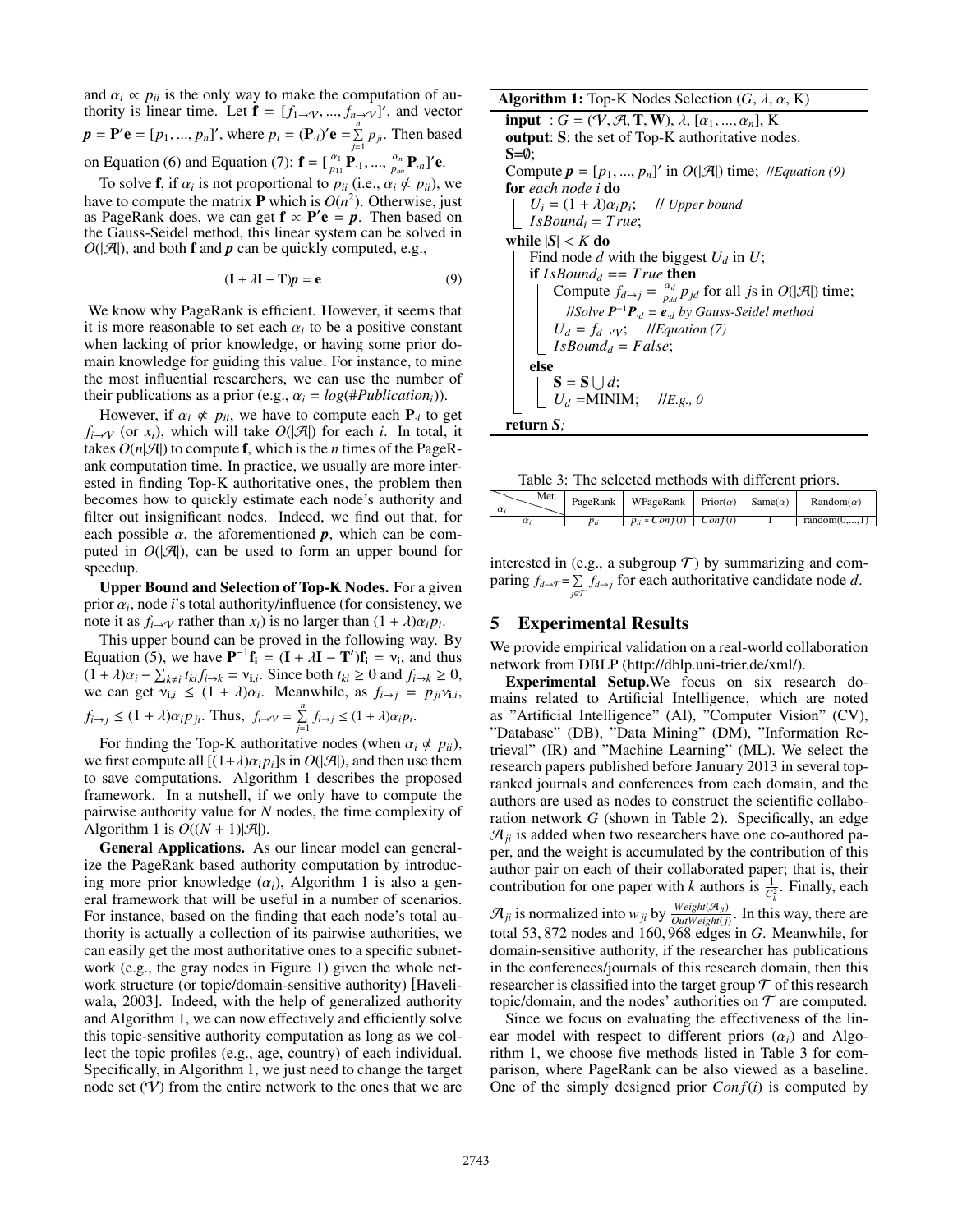and $\alpha_i \propto p_{ii}$ is the only way to make the computation of authority is linear time. Let $\mathbf{f} = [f_{1\to\mathcal{V}}, ..., f_{n\to\mathcal{V}}]'$, and vector $\boldsymbol{p} = \mathbf{P}'\mathbf{e} = [p_1, ..., p_n]'$, where $p_i = (\mathbf{P}_{\cdot i})'\mathbf{e} = \sum_{j=1}^{n} p_{ji}$. Then based on Equation (6) and Equation (7): $\mathbf{f} = [\frac{\alpha_1}{p_{11}}\mathbf{P}_{\cdot 1}, ..., \frac{\alpha_n}{p_{nn}}\mathbf{P}_{\cdot n}]'\mathbf{e}$.

To solve $\mathbf{f}$, if $\alpha_i$ is not proportional to $p_{ii}$ (i.e., $\alpha_i \not\propto p_{ii}$), we have to compute the matrix $\mathbf{P}$ which is $O(n^2)$. Otherwise, just as PageRank does, we can get $\mathbf{f} \propto \mathbf{P}'\mathbf{e} = \boldsymbol{p}$. Then based on the Gauss-Seidel method, this linear system can be solved in $O(|\mathcal{A}|)$, and both $\mathbf{f}$ and $\boldsymbol{p}$ can be quickly computed, e.g.,

$$(\mathbf{I} + \lambda\mathbf{I} - \mathbf{T})\boldsymbol{p} = \mathbf{e} \quad (9)$$

We know why PageRank is efficient. However, it seems that it is more reasonable to set each $\alpha_i$ to be a positive constant when lacking of prior knowledge, or having some prior domain knowledge for guiding this value. For instance, to mine the most influential researchers, we can use the number of their publications as a prior (e.g., $\alpha_i = log(\#Publication_i)$).

However, if $\alpha_i \not\propto p_{ii}$, we have to compute each $\mathbf{P}_{\cdot i}$ to get $f_{i\to\mathcal{V}}$ (or $x_i$), which will take $O(|\mathcal{A}|)$ for each $i$. In total, it takes $O(n|\mathcal{A}|)$ to compute $\mathbf{f}$, which is the $n$ times of the PageRank computation time. In practice, we usually are more interested in finding Top-K authoritative ones, the problem then becomes how to quickly estimate each node's authority and filter out insignificant nodes. Indeed, we find out that, for each possible $\alpha$, the aforementioned $\boldsymbol{p}$, which can be computed in $O(|\mathcal{A}|)$, can be used to form an upper bound for speedup.

**Upper Bound and Selection of Top-K Nodes.** For a given prior $\alpha_i$, node $i$'s total authority/influence (for consistency, we note it as $f_{i\to\mathcal{V}}$ rather than $x_i$) is no larger than $(1+\lambda)\alpha_i p_i$.

This upper bound can be proved in the following way. By Equation (5), we have $\mathbf{P}^{-1}\mathbf{f_i} = (\mathbf{I} + \lambda\mathbf{I} - \mathbf{T}')\mathbf{f_i} = \mathbf{v_i}$, and thus $(1+\lambda)\alpha_i - \sum_{k\neq i} t_{ki} f_{i\to k} = \mathbf{v}_{\mathbf{i},i}$. Since both $t_{ki} \geq 0$ and $f_{i\to k} \geq 0$, we can get $\mathbf{v}_{\mathbf{i},i} \leq (1+\lambda)\alpha_i$. Meanwhile, as $f_{i\to j} = p_{ji}\mathbf{v}_{\mathbf{i},i}$, $f_{i\to j} \leq (1+\lambda)\alpha_i p_{ji}$. Thus, $f_{i\to\mathcal{V}} = \sum_{j=1}^{n} f_{i\to j} \leq (1+\lambda)\alpha_i p_i$.

For finding the Top-K authoritative nodes (when $\alpha_i \not\propto p_{ii}$), we first compute all $[(1+\lambda)\alpha_i p_i]$s in $O(|\mathcal{A}|)$, and then use them to save computations. Algorithm 1 describes the proposed framework. In a nutshell, if we only have to compute the pairwise authority value for $N$ nodes, the time complexity of Algorithm 1 is $O((N+1)|\mathcal{A}|)$.

**General Applications.** As our linear model can generalize the PageRank based authority computation by introducing more prior knowledge ($\alpha_i$), Algorithm 1 is also a general framework that will be useful in a number of scenarios. For instance, based on the finding that each node's total authority is actually a collection of its pairwise authorities, we can easily get the most authoritative ones to a specific subnetwork (e.g., the gray nodes in Figure 1) given the whole network structure (or topic/domain-sensitive authority) [Haveliwala, 2003]. Indeed, with the help of generalized authority and Algorithm 1, we can now effectively and efficiently solve this topic-sensitive authority computation as long as we collect the topic profiles (e.g., age, country) of each individual. Specifically, in Algorithm 1, we just need to change the target node set ($\mathcal{V}$) from the entire network to the ones that we are interested in (e.g., a subgroup $\mathcal{T}$) by summarizing and comparing $f_{d\to\mathcal{T}} = \sum_{j\in\mathcal{T}} f_{d\to j}$ for each authoritative candidate node $d$.

**Algorithm 1:** Top-K Nodes Selection ($G$, $\lambda$, $\alpha$, K)

```
input  : G = (V, A, T, W), λ, [α_1, ..., α_n], K
output : S: the set of Top-K authoritative nodes.
S=∅;
Compute p = [p_1, ..., p_n]' in O(|A|) time;  //Equation (9)
for each node i do
    U_i = (1 + λ)α_i p_i;    // Upper bound
    IsBound_i = True;
while |S| < K do
    Find node d with the biggest U_d in U;
    if IsBound_d == True then
        Compute f_{d→j} = (α_d / p_dd) p_jd for all js in O(|A|) time;
            //Solve P^{-1} P_{·d} = e_{·d} by Gauss-Seidel method
        U_d = f_{d→V};    //Equation (7)
        IsBound_d = False;
    else
        S = S ∪ d;
        U_d = MINIM;    //E.g., 0
return S;
```

Table 3: The selected methods with different priors.

| Met. / $\alpha_i$ | PageRank | WPageRank | Prior($\alpha$) | Same($\alpha$) | Random($\alpha$) |
|---|---|---|---|---|---|
| $\alpha_i$ | $p_{ii}$ | $p_{ii} * Conf(i)$ | $Conf(i)$ | 1 | random(0,...,1) |

## 5 Experimental Results

We provide empirical validation on a real-world collaboration network from DBLP (http://dblp.uni-trier.de/xml/).

**Experimental Setup.** We focus on six research domains related to Artificial Intelligence, which are noted as "Artificial Intelligence" (AI), "Computer Vision" (CV), "Database" (DB), "Data Mining" (DM), "Information Retrieval" (IR) and "Machine Learning" (ML). We select the research papers published before January 2013 in several top-ranked journals and conferences from each domain, and the authors are used as nodes to construct the scientific collaboration network $G$ (shown in Table 2). Specifically, an edge $\mathcal{A}_{ji}$ is added when two researchers have one co-authored paper, and the weight is accumulated by the contribution of this author pair on each of their collaborated paper; that is, their contribution for one paper with $k$ authors is $\frac{1}{C_k^2}$. Finally, each $\mathcal{A}_{ji}$ is normalized into $w_{ji}$ by $\frac{Weight(\mathcal{A}_{ji})}{OutWeight(j)}$. In this way, there are total 53,872 nodes and 160,968 edges in $G$. Meanwhile, for domain-sensitive authority, if the researcher has publications in the conferences/journals of this research domain, then this researcher is classified into the target group $\mathcal{T}$ of this research topic/domain, and the nodes' authorities on $\mathcal{T}$ are computed.

Since we focus on evaluating the effectiveness of the linear model with respect to different priors ($\alpha_i$) and Algorithm 1, we choose five methods listed in Table 3 for comparison, where PageRank can be also viewed as a baseline. One of the simply designed prior $Conf(i)$ is computed by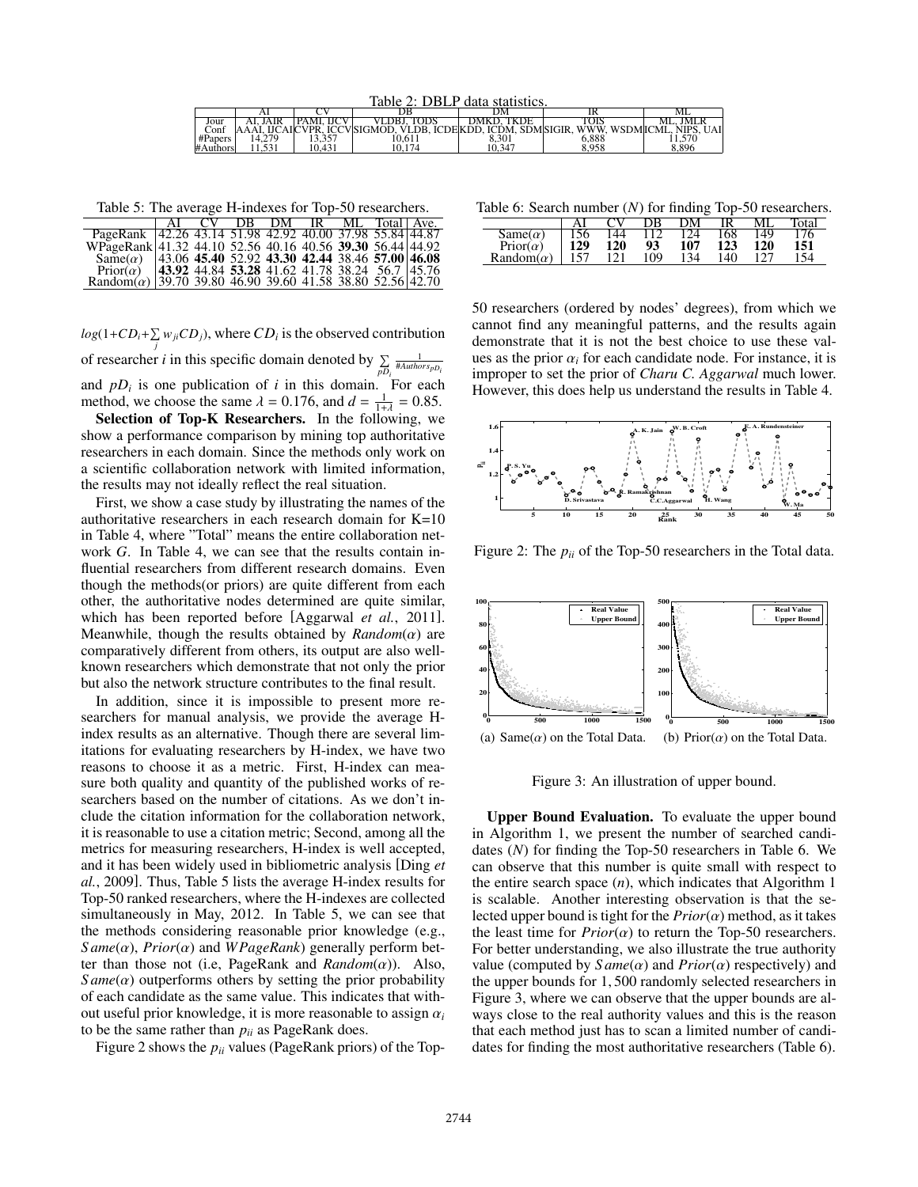Table 2: DBLP data statistics.

| | AI | CV | DB | DM | IR | ML |
|---|---|---|---|---|---|---|
| Jour | AI, JAIR | PAMI, IJCV | VLDBJ, TODS | DMKD, TKDE | TOIS | ML, JMLR |
| Conf | AAAI, IJCAI | CVPR, ICCV | SIGMOD, VLDB, ICDE | KDD, ICDM, SDM | SIGIR, WWW, WSDM | ICML, NIPS, UAI |
| #Papers | 14,279 | 13,357 | 10,611 | 8,301 | 6,888 | 11,570 |
| #Authors | 11,531 | 10,431 | 10,174 | 10,347 | 8,958 | 8,896 |

$log(1+CD_i+\sum_j w_{ji}CD_j)$, where $CD_i$ is the observed contribution of researcher $i$ in this specific domain denoted by $\sum_{pD_i} \frac{1}{\#Authors_{pD_i}}$ and $pD_i$ is one publication of $i$ in this domain. For each method, we choose the same $\lambda = 0.176$, and $d = \frac{1}{1+\lambda} = 0.85$.

**Selection of Top-K Researchers.** In the following, we show a performance comparison by mining top authoritative researchers in each domain. Since the methods only work on a scientific collaboration network with limited information, the results may not ideally reflect the real situation.

First, we show a case study by illustrating the names of the authoritative researchers in each research domain for K=10 in Table 4, where "Total" means the entire collaboration network $G$. In Table 4, we can see that the results contain influential researchers from different research domains. Even though the methods(or priors) are quite different from each other, the authoritative nodes determined are quite similar, which has been reported before [Aggarwal *et al.*, 2011]. Meanwhile, though the results obtained by *Random*($\alpha$) are comparatively different from others, its output are also well-known researchers which demonstrate that not only the prior but also the network structure contributes to the final result.

In addition, since it is impossible to present more researchers for manual analysis, we provide the average H-index results as an alternative. Though there are several limitations for evaluating researchers by H-index, we have two reasons to choose it as a metric. First, H-index can measure both quality and quantity of the published works of researchers based on the number of citations. As we don't include the citation information for the collaboration network, it is reasonable to use a citation metric; Second, among all the metrics for measuring researchers, H-index is well accepted, and it has been widely used in bibliometric analysis [Ding *et al.*, 2009]. Thus, Table 5 lists the average H-index results for Top-50 ranked researchers, where the H-indexes are collected simultaneously in May, 2012. In Table 5, we can see that the methods considering reasonable prior knowledge (e.g., *Same*($\alpha$), *Prior*($\alpha$) and *WPageRank*) generally perform better than those not (i.e, PageRank and *Random*($\alpha$)). Also, *Same*($\alpha$) outperforms others by setting the prior probability of each candidate as the same value. This indicates that without useful prior knowledge, it is more reasonable to assign $\alpha_i$ to be the same rather than $p_{ii}$ as PageRank does.

Table 5: The average H-indexes for Top-50 researchers.

| | AI | CV | DB | DM | IR | ML | Total | Ave. |
|---|---|---|---|---|---|---|---|---|
| PageRank | 42.26 | 43.14 | 51.98 | 42.92 | 40.00 | 37.98 | 55.84 | 44.87 |
| WPageRank | 41.32 | 44.10 | 52.56 | 40.16 | 40.56 | **39.30** | 56.44 | 44.92 |
| Same($\alpha$) | 43.06 | **45.40** | 52.92 | **43.30** | **42.44** | 38.46 | **57.00** | **46.08** |
| Prior($\alpha$) | **43.92** | 44.84 | **53.28** | 41.62 | 41.78 | 38.24 | 56.7 | 45.76 |
| Random($\alpha$) | 39.70 | 39.80 | 46.90 | 39.60 | 41.58 | 38.80 | 52.56 | 42.70 |

Figure 2 shows the $p_{ii}$ values (PageRank priors) of the Top-50 researchers (ordered by nodes' degrees), from which we cannot find any meaningful patterns, and the results again demonstrate that it is not the best choice to use these values as the prior $\alpha_i$ for each candidate node. For instance, it is improper to set the prior of *Charu C. Aggarwal* much lower. However, this does help us understand the results in Table 4.

Table 6: Search number ($N$) for finding Top-50 researchers.

| | AI | CV | DB | DM | IR | ML | Total |
|---|---|---|---|---|---|---|---|
| Same($\alpha$) | 156 | 144 | 112 | 124 | 168 | 149 | 176 |
| Prior($\alpha$) | **129** | **120** | **93** | **107** | **123** | **120** | **151** |
| Random($\alpha$) | 157 | 121 | 109 | 134 | 140 | 127 | 154 |

Figure 2: The $p_{ii}$ of the Top-50 researchers in the Total data.

(a) Same($\alpha$) on the Total Data. (b) Prior($\alpha$) on the Total Data.

Figure 3: An illustration of upper bound.

**Upper Bound Evaluation.** To evaluate the upper bound in Algorithm 1, we present the number of searched candidates ($N$) for finding the Top-50 researchers in Table 6. We can observe that this number is quite small with respect to the entire search space ($n$), which indicates that Algorithm 1 is scalable. Another interesting observation is that the selected upper bound is tight for the *Prior*($\alpha$) method, as it takes the least time for *Prior*($\alpha$) to return the Top-50 researchers. For better understanding, we also illustrate the true authority value (computed by *Same*($\alpha$) and *Prior*($\alpha$) respectively) and the upper bounds for 1,500 randomly selected researchers in Figure 3, where we can observe that the upper bounds are always close to the real authority values and this is the reason that each method just has to scan a limited number of candidates for finding the most authoritative researchers (Table 6).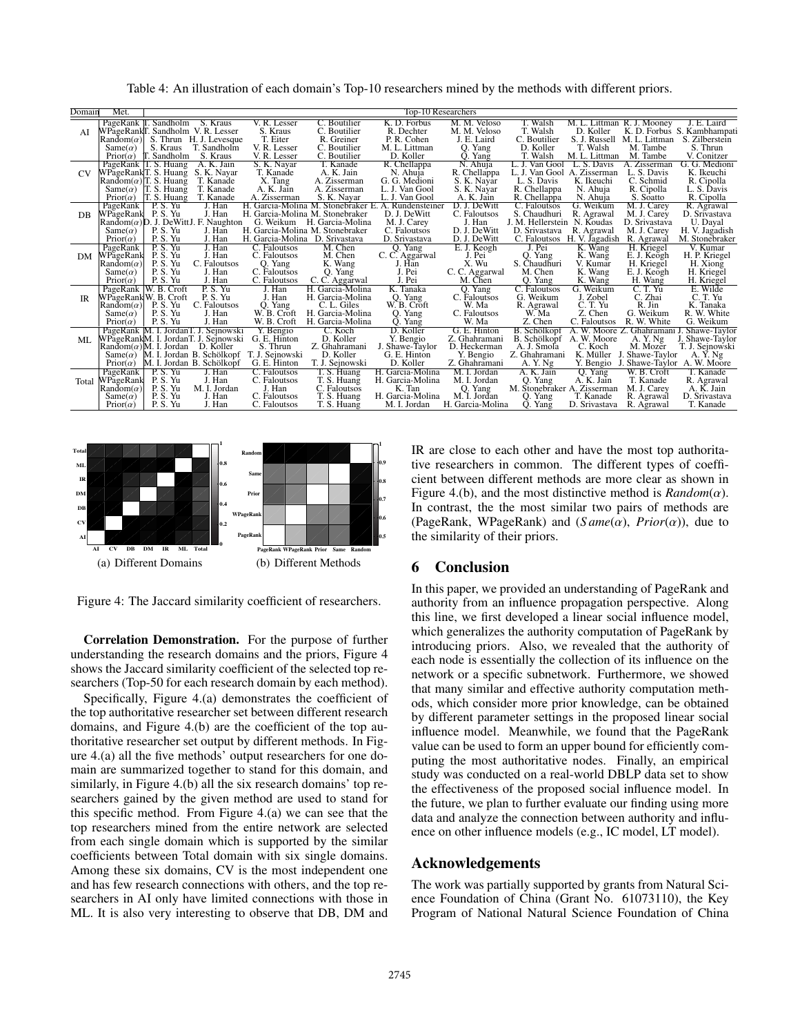Table 4: An illustration of each domain's Top-10 researchers mined by the methods with different priors.

| Domain | Met. | Top-10 Researchers | | | | | | | | | |
|---|---|---|---|---|---|---|---|---|---|---|---|
| AI | PageRank | T. Sandholm | S. Kraus | V. R. Lesser | C. Boutilier | K. D. Forbus | M. M. Veloso | T. Walsh | M. L. Littman | R. J. Mooney | J. E. Laird |
| | WPageRank | T. Sandholm | V. R. Lesser | S. Kraus | C. Boutilier | R. Dechter | M. M. Veloso | T. Walsh | D. Koller | K. D. Forbus | S. Kambhampati |
| | Random($\alpha$) | S. Thrun | H. J. Levesque | T. Eiter | R. Greiner | P. R. Cohen | J. E. Laird | C. Boutilier | S. J. Russell | M. L. Littman | S. Zilberstein |
| | Same($\alpha$) | S. Kraus | T. Sandholm | V. R. Lesser | C. Boutilier | M. L. Littman | Q. Yang | D. Koller | T. Walsh | M. Tambe | S. Thrun |
| | Prior($\alpha$) | T. Sandholm | S. Kraus | V. R. Lesser | C. Boutilier | D. Koller | Q. Yang | T. Walsh | M. L. Littman | M. Tambe | V. Conitzer |
| CV | PageRank | T. S. Huang | A. K. Jain | S. K. Nayar | T. Kanade | R. Chellappa | N. Ahuja | L. J. Van Gool | L. S. Davis | A. Zisserman | G. G. Medioni |
| | WPageRank | T. S. Huang | S. K. Nayar | T. Kanade | A. K. Jain | N. Ahuja | R. Chellappa | L. J. Van Gool | A. Zisserman | L. S. Davis | K. Ikeuchi |
| | Random($\alpha$) | T. S. Huang | T. Kanade | X. Tang | A. Zisserman | G. G. Medioni | S. K. Nayar | L. S. Davis | K. Ikeuchi | C. Schmid | R. Cipolla |
| | Same($\alpha$) | T. S. Huang | T. Kanade | A. K. Jain | A. Zisserman | L. J. Van Gool | S. K. Nayar | R. Chellappa | N. Ahuja | R. Cipolla | L. S. Davis |
| | Prior($\alpha$) | T. S. Huang | T. Kanade | A. Zisserman | S. K. Nayar | L. J. Van Gool | A. K. Jain | R. Chellappa | N. Ahuja | S. Soatto | R. Cipolla |
| DB | PageRank | P. S. Yu | J. Han | H. Garcia-Molina | M. Stonebraker | E. A. Rundensteiner | D. J. DeWitt | C. Faloutsos | G. Weikum | M. J. Carey | R. Agrawal |
| | WPageRank | P. S. Yu | J. Han | H. Garcia-Molina | M. Stonebraker | D. J. DeWitt | C. Faloutsos | S. Chaudhuri | R. Agrawal | M. J. Carey | D. Srivastava |
| | Random($\alpha$) | D. J. DeWitt | J. F. Naughton | G. Weikum | H. Garcia-Molina | M. J. Carey | J. Han | J. M. Hellerstein | N. Koudas | D. Srivastava | U. Dayal |
| | Same($\alpha$) | P. S. Yu | J. Han | H. Garcia-Molina | M. Stonebraker | C. Faloutsos | D. J. DeWitt | D. Srivastava | R. Agrawal | M. J. Carey | H. V. Jagadish |
| | Prior($\alpha$) | P. S. Yu | J. Han | H. Garcia-Molina | D. Srivastava | D. Srivastava | D. J. DeWitt | C. Faloutsos | H. V. Jagadish | R. Agrawal | M. Stonebraker |
| DM | PageRank | P. S. Yu | J. Han | C. Faloutsos | M. Chen | Q. Yang | E. J. Keogh | J. Pei | K. Wang | H. Kriegel | V. Kumar |
| | WPageRank | P. S. Yu | J. Han | C. Faloutsos | M. Chen | C. C. Aggarwal | J. Pei | Q. Yang | K. Wang | E. J. Keogh | H. P. Kriegel |
| | Random($\alpha$) | P. S. Yu | C. Faloutsos | Q. Yang | K. Wang | J. Han | X. Wu | S. Chaudhuri | V. Kumar | H. Kriegel | H. Xiong |
| | Same($\alpha$) | P. S. Yu | J. Han | C. Faloutsos | Q. Yang | J. Pei | C. C. Aggarwal | M. Chen | K. Wang | E. J. Keogh | H. Kriegel |
| | Prior($\alpha$) | P. S. Yu | J. Han | C. Faloutsos | C. C. Aggarwal | J. Pei | M. Chen | Q. Yang | K. Wang | H. Wang | H. Kriegel |
| IR | PageRank | W. B. Croft | P. S. Yu | J. Han | H. Garcia-Molina | K. Tanaka | Q. Yang | C. Faloutsos | G. Weikum | C. T. Yu | E. Wilde |
| | WPageRank | W. B. Croft | P. S. Yu | J. Han | H. Garcia-Molina | Q. Yang | C. Faloutsos | G. Weikum | J. Zobel | C. Zhai | C. T. Yu |
| | Random($\alpha$) | P. S. Yu | C. Faloutsos | Q. Yang | C. L. Giles | W. B. Croft | W. Ma | R. Agrawal | C. T. Yu | R. Jin | K. Tanaka |
| | Same($\alpha$) | P. S. Yu | J. Han | W. B. Croft | H. Garcia-Molina | Q. Yang | C. Faloutsos | W. Ma | Z. Chen | G. Weikum | R. W. White |
| | Prior($\alpha$) | P. S. Yu | J. Han | W. B. Croft | H. Garcia-Molina | Q. Yang | W. Ma | Z. Chen | C. Faloutsos | R. W. White | G. Weikum |
| ML | PageRank | M. I. Jordan | T. J. Sejnowski | Y. Bengio | C. Koch | D. Koller | G. E. Hinton | B. Schölkopf | A. W. Moore | Z. Ghahramani | J. Shawe-Taylor |
| | WPageRank | M. I. Jordan | T. J. Sejnowski | G. E. Hinton | D. Koller | Y. Bengio | Z. Ghahramani | B. Schölkopf | A. W. Moore | A. Y. Ng | J. Shawe-Taylor |
| | Random($\alpha$) | M. I. Jordan | D. Koller | S. Thrun | Z. Ghahramani | J. Shawe-Taylor | D. Heckerman | A. J. Smola | C. Koch | M. Mozer | T. J. Sejnowski |
| | Same($\alpha$) | M. I. Jordan | B. Schölkopf | T. J. Sejnowski | D. Koller | G. E. Hinton | Y. Bengio | Z. Ghahramani | K. Müller | J. Shawe-Taylor | A. Y. Ng |
| | Prior($\alpha$) | M. I. Jordan | B. Schölkopf | G. E. Hinton | T. J. Sejnowski | D. Koller | Z. Ghahramani | A. Y. Ng | Y. Bengio | J. Shawe-Taylor | A. W. Moore |
| Total | PageRank | P. S. Yu | J. Han | C. Faloutsos | T. S. Huang | H. Garcia-Molina | M. I. Jordan | A. K. Jain | Q. Yang | W. B. Croft | T. Kanade |
| | WPageRank | P. S. Yu | J. Han | C. Faloutsos | T. S. Huang | H. Garcia-Molina | M. I. Jordan | Q. Yang | A. K. Jain | T. Kanade | R. Agrawal |
| | Random($\alpha$) | P. S. Yu | M. I. Jordan | J. Han | C. Faloutsos | K. Tan | Q. Yang | M. Stonebraker | A. Zisserman | M. J. Carey | A. K. Jain |
| | Same($\alpha$) | P. S. Yu | J. Han | C. Faloutsos | T. S. Huang | H. Garcia-Molina | M. I. Jordan | Q. Yang | T. Kanade | R. Agrawal | D. Srivastava |
| | Prior($\alpha$) | P. S. Yu | J. Han | C. Faloutsos | T. S. Huang | M. I. Jordan | H. Garcia-Molina | Q. Yang | D. Srivastava | R. Agrawal | T. Kanade |

(a) Different Domains (b) Different Methods

Figure 4: The Jaccard similarity coefficient of researchers.

**Correlation Demonstration.** For the purpose of further understanding the research domains and the priors, Figure 4 shows the Jaccard similarity coefficient of the selected top researchers (Top-50 for each research domain by each method).

Specifically, Figure 4.(a) demonstrates the coefficient of the top authoritative researcher set between different research domains, and Figure 4.(b) are the coefficient of the top authoritative researcher set output by different methods. In Figure 4.(a) all the five methods' output researchers for one domain are summarized together to stand for this domain, and similarly, in Figure 4.(b) all the six research domains' top researchers gained by the given method are used to stand for this specific method. From Figure 4.(a) we can see that the top researchers mined from the entire network are selected from each single domain which is supported by the similar coefficients between Total domain with six single domains. Among these six domains, CV is the most independent one and has few research connections with others, and the top researchers in AI only have limited connections with those in ML. It is also very interesting to observe that DB, DM and IR are close to each other and have the most top authoritative researchers in common. The different types of coefficient between different methods are more clear as shown in Figure 4.(b), and the most distinctive method is *Random*($\alpha$). In contrast, the the most similar two pairs of methods are (PageRank, WPageRank) and ($Same(\alpha)$, $Prior(\alpha)$), due to the similarity of their priors.

## 6 Conclusion

In this paper, we provided an understanding of PageRank and authority from an influence propagation perspective. Along this line, we first developed a linear social influence model, which generalizes the authority computation of PageRank by introducing priors. Also, we revealed that the authority of each node is essentially the collection of its influence on the network or a specific subnetwork. Furthermore, we showed that many similar and effective authority computation methods, which consider more prior knowledge, can be obtained by different parameter settings in the proposed linear social influence model. Meanwhile, we found that the PageRank value can be used to form an upper bound for efficiently computing the most authoritative nodes. Finally, an empirical study was conducted on a real-world DBLP data set to show the effectiveness of the proposed social influence model. In the future, we plan to further evaluate our finding using more data and analyze the connection between authority and influence on other influence models (e.g., IC model, LT model).

## Acknowledgements

The work was partially supported by grants from Natural Science Foundation of China (Grant No. 61073110), the Key Program of National Natural Science Foundation of China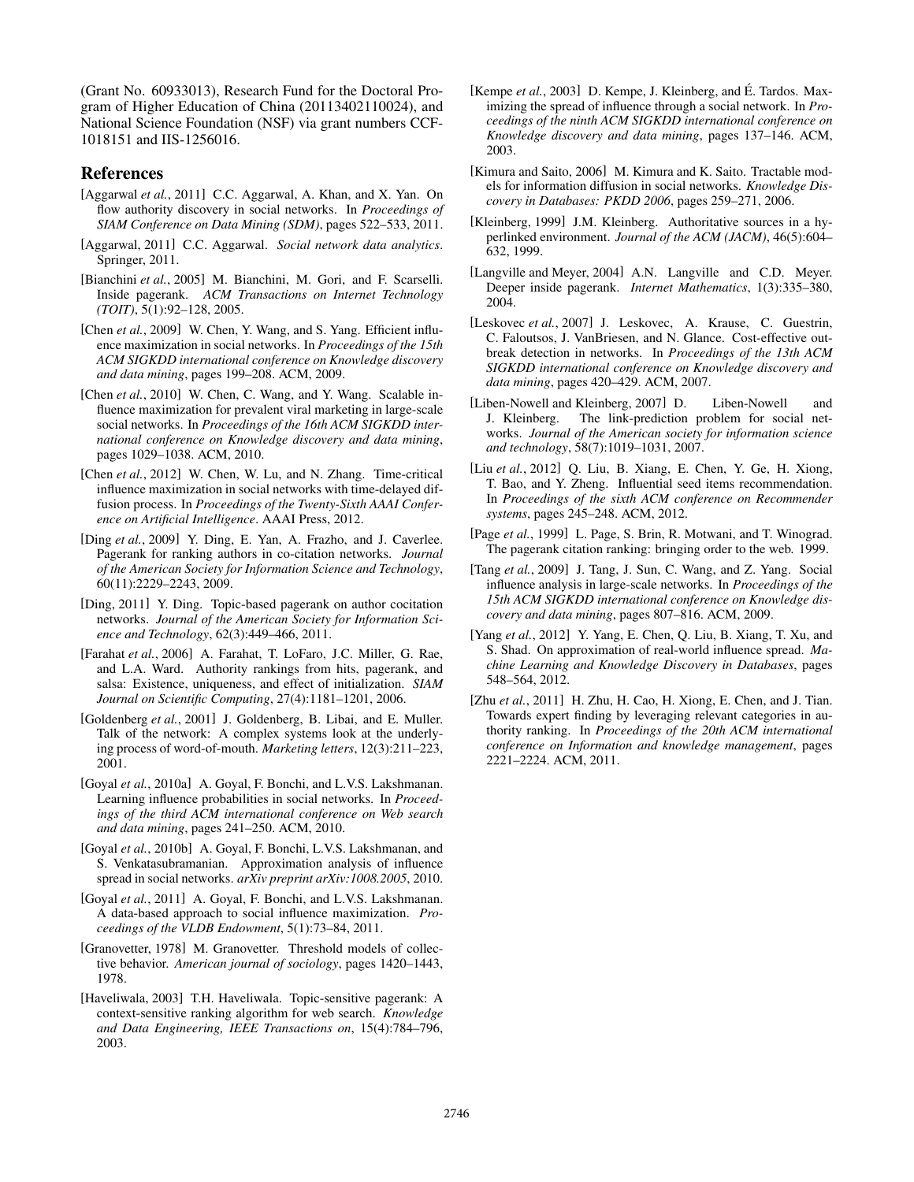(Grant No. 60933013), Research Fund for the Doctoral Program of Higher Education of China (20113402110024), and National Science Foundation (NSF) via grant numbers CCF-1018151 and IIS-1256016.

## References

[Aggarwal *et al.*, 2011] C.C. Aggarwal, A. Khan, and X. Yan. On flow authority discovery in social networks. In *Proceedings of SIAM Conference on Data Mining (SDM)*, pages 522–533, 2011.

[Aggarwal, 2011] C.C. Aggarwal. *Social network data analytics*. Springer, 2011.

[Bianchini *et al.*, 2005] M. Bianchini, M. Gori, and F. Scarselli. Inside pagerank. *ACM Transactions on Internet Technology (TOIT)*, 5(1):92–128, 2005.

[Chen *et al.*, 2009] W. Chen, Y. Wang, and S. Yang. Efficient influence maximization in social networks. In *Proceedings of the 15th ACM SIGKDD international conference on Knowledge discovery and data mining*, pages 199–208. ACM, 2009.

[Chen *et al.*, 2010] W. Chen, C. Wang, and Y. Wang. Scalable influence maximization for prevalent viral marketing in large-scale social networks. In *Proceedings of the 16th ACM SIGKDD international conference on Knowledge discovery and data mining*, pages 1029–1038. ACM, 2010.

[Chen *et al.*, 2012] W. Chen, W. Lu, and N. Zhang. Time-critical influence maximization in social networks with time-delayed diffusion process. In *Proceedings of the Twenty-Sixth AAAI Conference on Artificial Intelligence*. AAAI Press, 2012.

[Ding *et al.*, 2009] Y. Ding, E. Yan, A. Frazho, and J. Caverlee. Pagerank for ranking authors in co-citation networks. *Journal of the American Society for Information Science and Technology*, 60(11):2229–2243, 2009.

[Ding, 2011] Y. Ding. Topic-based pagerank on author cocitation networks. *Journal of the American Society for Information Science and Technology*, 62(3):449–466, 2011.

[Farahat *et al.*, 2006] A. Farahat, T. LoFaro, J.C. Miller, G. Rae, and L.A. Ward. Authority rankings from hits, pagerank, and salsa: Existence, uniqueness, and effect of initialization. *SIAM Journal on Scientific Computing*, 27(4):1181–1201, 2006.

[Goldenberg *et al.*, 2001] J. Goldenberg, B. Libai, and E. Muller. Talk of the network: A complex systems look at the underlying process of word-of-mouth. *Marketing letters*, 12(3):211–223, 2001.

[Goyal *et al.*, 2010a] A. Goyal, F. Bonchi, and L.V.S. Lakshmanan. Learning influence probabilities in social networks. In *Proceedings of the third ACM international conference on Web search and data mining*, pages 241–250. ACM, 2010.

[Goyal *et al.*, 2010b] A. Goyal, F. Bonchi, L.V.S. Lakshmanan, and S. Venkatasubramanian. Approximation analysis of influence spread in social networks. *arXiv preprint arXiv:1008.2005*, 2010.

[Goyal *et al.*, 2011] A. Goyal, F. Bonchi, and L.V.S. Lakshmanan. A data-based approach to social influence maximization. *Proceedings of the VLDB Endowment*, 5(1):73–84, 2011.

[Granovetter, 1978] M. Granovetter. Threshold models of collective behavior. *American journal of sociology*, pages 1420–1443, 1978.

[Haveliwala, 2003] T.H. Haveliwala. Topic-sensitive pagerank: A context-sensitive ranking algorithm for web search. *Knowledge and Data Engineering, IEEE Transactions on*, 15(4):784–796, 2003.

[Kempe *et al.*, 2003] D. Kempe, J. Kleinberg, and É. Tardos. Maximizing the spread of influence through a social network. In *Proceedings of the ninth ACM SIGKDD international conference on Knowledge discovery and data mining*, pages 137–146. ACM, 2003.

[Kimura and Saito, 2006] M. Kimura and K. Saito. Tractable models for information diffusion in social networks. *Knowledge Discovery in Databases: PKDD 2006*, pages 259–271, 2006.

[Kleinberg, 1999] J.M. Kleinberg. Authoritative sources in a hyperlinked environment. *Journal of the ACM (JACM)*, 46(5):604–632, 1999.

[Langville and Meyer, 2004] A.N. Langville and C.D. Meyer. Deeper inside pagerank. *Internet Mathematics*, 1(3):335–380, 2004.

[Leskovec *et al.*, 2007] J. Leskovec, A. Krause, C. Guestrin, C. Faloutsos, J. VanBriesen, and N. Glance. Cost-effective outbreak detection in networks. In *Proceedings of the 13th ACM SIGKDD international conference on Knowledge discovery and data mining*, pages 420–429. ACM, 2007.

[Liben-Nowell and Kleinberg, 2007] D. Liben-Nowell and J. Kleinberg. The link-prediction problem for social networks. *Journal of the American society for information science and technology*, 58(7):1019–1031, 2007.

[Liu *et al.*, 2012] Q. Liu, B. Xiang, E. Chen, Y. Ge, H. Xiong, T. Bao, and Y. Zheng. Influential seed items recommendation. In *Proceedings of the sixth ACM conference on Recommender systems*, pages 245–248. ACM, 2012.

[Page *et al.*, 1999] L. Page, S. Brin, R. Motwani, and T. Winograd. The pagerank citation ranking: bringing order to the web. 1999.

[Tang *et al.*, 2009] J. Tang, J. Sun, C. Wang, and Z. Yang. Social influence analysis in large-scale networks. In *Proceedings of the 15th ACM SIGKDD international conference on Knowledge discovery and data mining*, pages 807–816. ACM, 2009.

[Yang *et al.*, 2012] Y. Yang, E. Chen, Q. Liu, B. Xiang, T. Xu, and S. Shad. On approximation of real-world influence spread. *Machine Learning and Knowledge Discovery in Databases*, pages 548–564, 2012.

[Zhu *et al.*, 2011] H. Zhu, H. Cao, H. Xiong, E. Chen, and J. Tian. Towards expert finding by leveraging relevant categories in authority ranking. In *Proceedings of the 20th ACM international conference on Information and knowledge management*, pages 2221–2224. ACM, 2011.